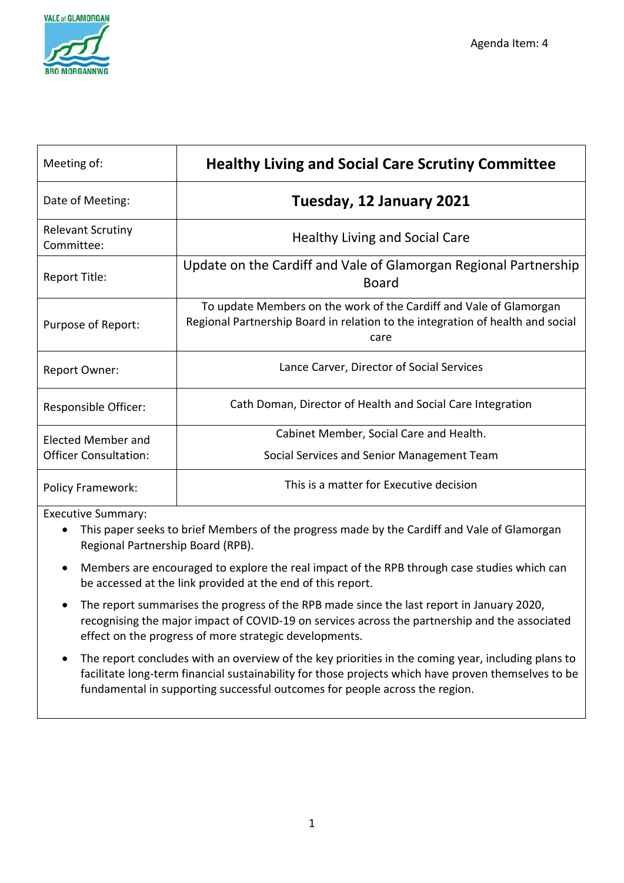Agenda Item: 4

| Meeting of: | **Healthy Living and Social Care Scrutiny Committee** |
|---|---|
| Date of Meeting: | **Tuesday, 12 January 2021** |
| Relevant Scrutiny Committee: | Healthy Living and Social Care |
| Report Title: | Update on the Cardiff and Vale of Glamorgan Regional Partnership Board |
| Purpose of Report: | To update Members on the work of the Cardiff and Vale of Glamorgan Regional Partnership Board in relation to the integration of health and social care |
| Report Owner: | Lance Carver, Director of Social Services |
| Responsible Officer: | Cath Doman, Director of Health and Social Care Integration |
| Elected Member and Officer Consultation: | Cabinet Member, Social Care and Health. Social Services and Senior Management Team |
| Policy Framework: | This is a matter for Executive decision |

Executive Summary:

- This paper seeks to brief Members of the progress made by the Cardiff and Vale of Glamorgan Regional Partnership Board (RPB).
- Members are encouraged to explore the real impact of the RPB through case studies which can be accessed at the link provided at the end of this report.
- The report summarises the progress of the RPB made since the last report in January 2020, recognising the major impact of COVID-19 on services across the partnership and the associated effect on the progress of more strategic developments.
- The report concludes with an overview of the key priorities in the coming year, including plans to facilitate long-term financial sustainability for those projects which have proven themselves to be fundamental in supporting successful outcomes for people across the region.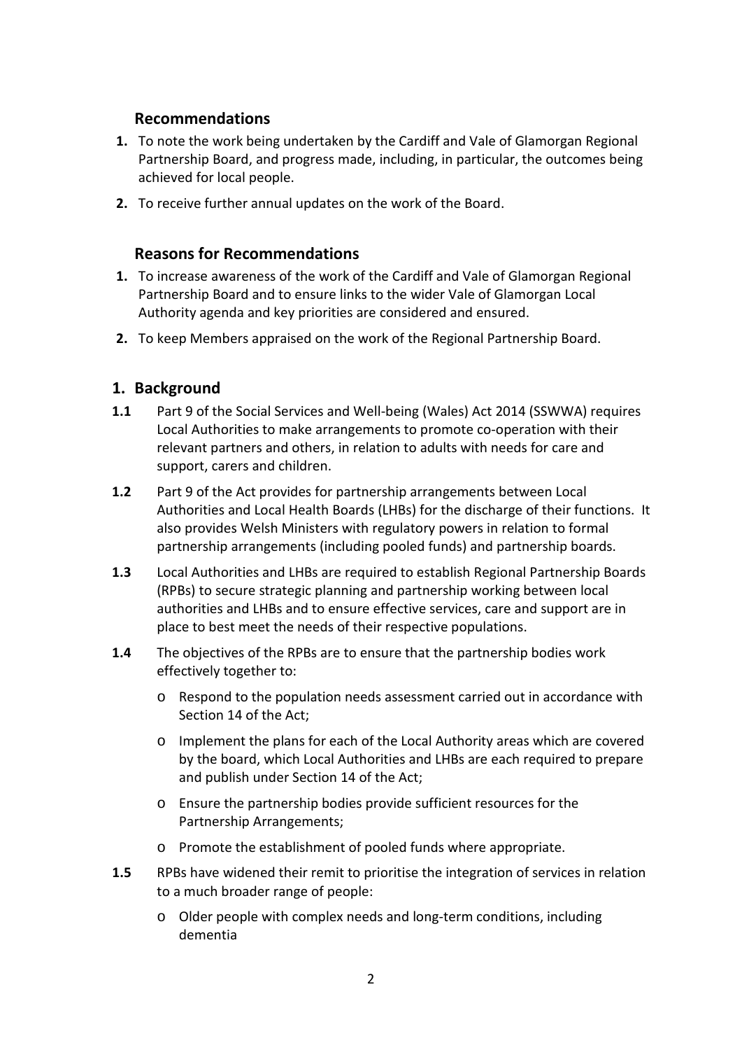## Recommendations

1. To note the work being undertaken by the Cardiff and Vale of Glamorgan Regional Partnership Board, and progress made, including, in particular, the outcomes being achieved for local people.
2. To receive further annual updates on the work of the Board.

## Reasons for Recommendations

1. To increase awareness of the work of the Cardiff and Vale of Glamorgan Regional Partnership Board and to ensure links to the wider Vale of Glamorgan Local Authority agenda and key priorities are considered and ensured.
2. To keep Members appraised on the work of the Regional Partnership Board.

## 1. Background

**1.1** Part 9 of the Social Services and Well-being (Wales) Act 2014 (SSWWA) requires Local Authorities to make arrangements to promote co-operation with their relevant partners and others, in relation to adults with needs for care and support, carers and children.

**1.2** Part 9 of the Act provides for partnership arrangements between Local Authorities and Local Health Boards (LHBs) for the discharge of their functions. It also provides Welsh Ministers with regulatory powers in relation to formal partnership arrangements (including pooled funds) and partnership boards.

**1.3** Local Authorities and LHBs are required to establish Regional Partnership Boards (RPBs) to secure strategic planning and partnership working between local authorities and LHBs and to ensure effective services, care and support are in place to best meet the needs of their respective populations.

**1.4** The objectives of the RPBs are to ensure that the partnership bodies work effectively together to:

- Respond to the population needs assessment carried out in accordance with Section 14 of the Act;
- Implement the plans for each of the Local Authority areas which are covered by the board, which Local Authorities and LHBs are each required to prepare and publish under Section 14 of the Act;
- Ensure the partnership bodies provide sufficient resources for the Partnership Arrangements;
- Promote the establishment of pooled funds where appropriate.

**1.5** RPBs have widened their remit to prioritise the integration of services in relation to a much broader range of people:

- Older people with complex needs and long-term conditions, including dementia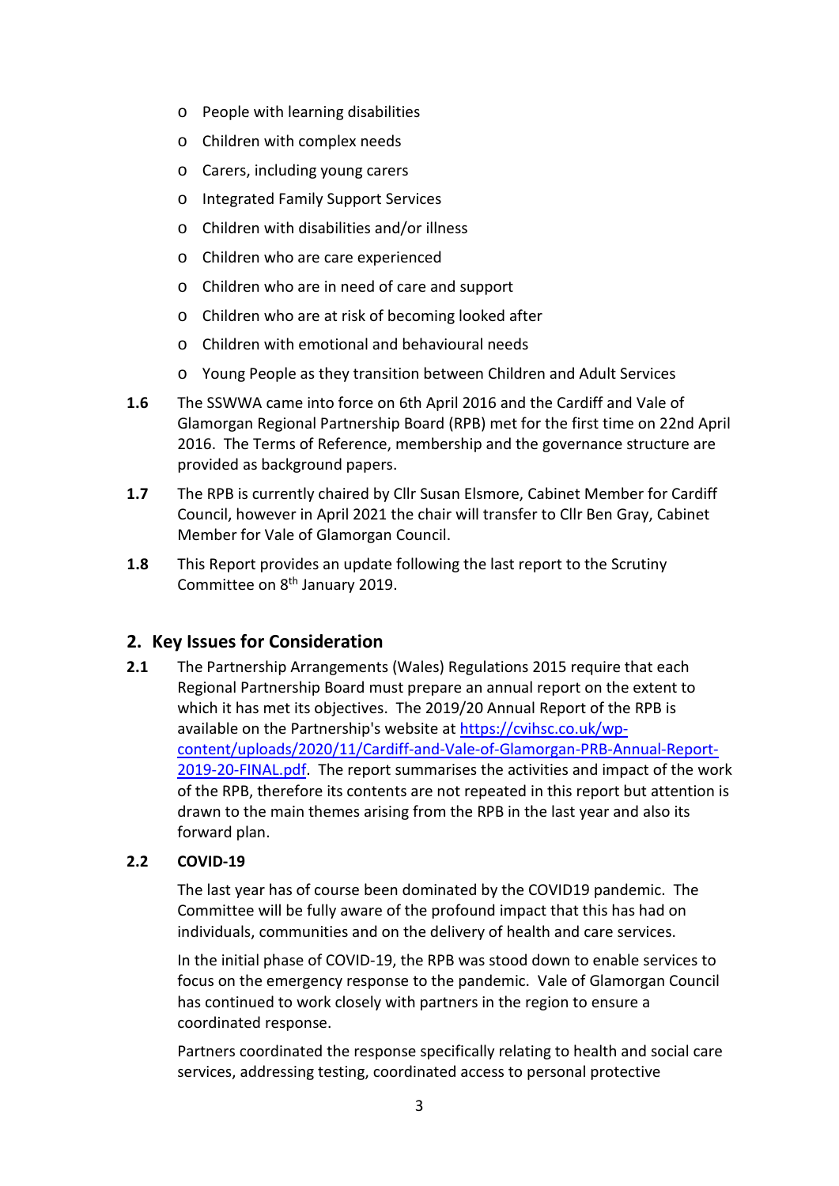- People with learning disabilities
- Children with complex needs
- Carers, including young carers
- Integrated Family Support Services
- Children with disabilities and/or illness
- Children who are care experienced
- Children who are in need of care and support
- Children who are at risk of becoming looked after
- Children with emotional and behavioural needs
- Young People as they transition between Children and Adult Services

**1.6** The SSWWA came into force on 6th April 2016 and the Cardiff and Vale of Glamorgan Regional Partnership Board (RPB) met for the first time on 22nd April 2016. The Terms of Reference, membership and the governance structure are provided as background papers.

**1.7** The RPB is currently chaired by Cllr Susan Elsmore, Cabinet Member for Cardiff Council, however in April 2021 the chair will transfer to Cllr Ben Gray, Cabinet Member for Vale of Glamorgan Council.

**1.8** This Report provides an update following the last report to the Scrutiny Committee on 8th January 2019.

## 2. Key Issues for Consideration

**2.1** The Partnership Arrangements (Wales) Regulations 2015 require that each Regional Partnership Board must prepare an annual report on the extent to which it has met its objectives. The 2019/20 Annual Report of the RPB is available on the Partnership's website at [https://cvihsc.co.uk/wp-content/uploads/2020/11/Cardiff-and-Vale-of-Glamorgan-PRB-Annual-Report-2019-20-FINAL.pdf](https://cvihsc.co.uk/wp-content/uploads/2020/11/Cardiff-and-Vale-of-Glamorgan-PRB-Annual-Report-2019-20-FINAL.pdf). The report summarises the activities and impact of the work of the RPB, therefore its contents are not repeated in this report but attention is drawn to the main themes arising from the RPB in the last year and also its forward plan.

**2.2** **COVID-19**

The last year has of course been dominated by the COVID19 pandemic. The Committee will be fully aware of the profound impact that this has had on individuals, communities and on the delivery of health and care services.

In the initial phase of COVID-19, the RPB was stood down to enable services to focus on the emergency response to the pandemic. Vale of Glamorgan Council has continued to work closely with partners in the region to ensure a coordinated response.

Partners coordinated the response specifically relating to health and social care services, addressing testing, coordinated access to personal protective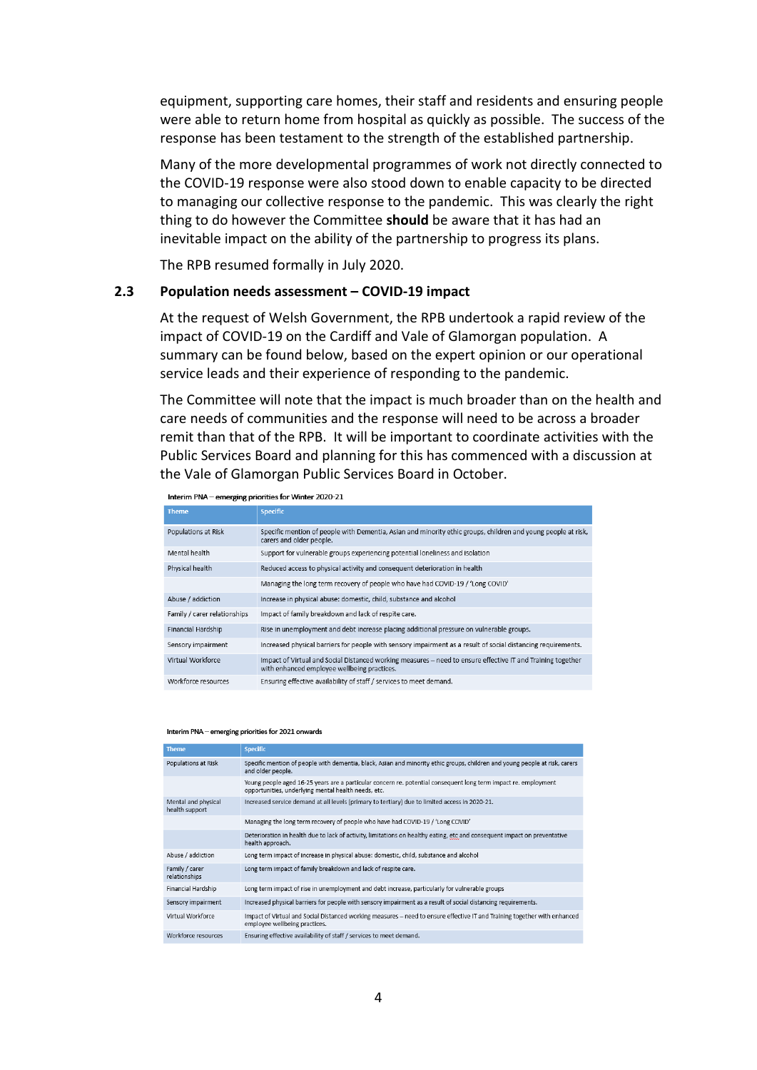equipment, supporting care homes, their staff and residents and ensuring people were able to return home from hospital as quickly as possible. The success of the response has been testament to the strength of the established partnership.

Many of the more developmental programmes of work not directly connected to the COVID-19 response were also stood down to enable capacity to be directed to managing our collective response to the pandemic. This was clearly the right thing to do however the Committee **should** be aware that it has had an inevitable impact on the ability of the partnership to progress its plans.

The RPB resumed formally in July 2020.

### 2.3 Population needs assessment – COVID-19 impact

At the request of Welsh Government, the RPB undertook a rapid review of the impact of COVID-19 on the Cardiff and Vale of Glamorgan population. A summary can be found below, based on the expert opinion or our operational service leads and their experience of responding to the pandemic.

The Committee will note that the impact is much broader than on the health and care needs of communities and the response will need to be across a broader remit than that of the RPB. It will be important to coordinate activities with the Public Services Board and planning for this has commenced with a discussion at the Vale of Glamorgan Public Services Board in October.

**Interim PNA – emerging priorities for Winter 2020-21**

| Theme | Specific |
|---|---|
| Populations at Risk | Specific mention of people with Dementia, Asian and minority ethic groups, children and young people at risk, carers and older people. |
| Mental health | Support for vulnerable groups experiencing potential loneliness and isolation |
| Physical health | Reduced access to physical activity and consequent deterioration in health |
| | Managing the long term recovery of people who have had COVID-19 / 'Long COVID' |
| Abuse / addiction | Increase in physical abuse: domestic, child, substance and alcohol |
| Family / carer relationships | Impact of family breakdown and lack of respite care. |
| Financial Hardship | Rise in unemployment and debt increase placing additional pressure on vulnerable groups. |
| Sensory impairment | Increased physical barriers for people with sensory impairment as a result of social distancing requirements. |
| Virtual Workforce | Impact of Virtual and Social Distanced working measures – need to ensure effective IT and Training together with enhanced employee wellbeing practices. |
| Workforce resources | Ensuring effective availability of staff / services to meet demand. |

**Interim PNA – emerging priorities for 2021 onwards**

| Theme | Specific |
|---|---|
| Populations at Risk | Specific mention of people with dementia, black, Asian and minority ethic groups, children and young people at risk, carers and older people. |
| | Young people aged 16-25 years are a particular concern re. potential consequent long term impact re. employment opportunities, underlying mental health needs, etc. |
| Mental and physical health support | Increased service demand at all levels (primary to tertiary) due to limited access in 2020-21. |
| | Managing the long term recovery of people who have had COVID-19 / 'Long COVID' |
| | Deterioration in health due to lack of activity, limitations on healthy eating, etc and consequent impact on preventative health approach. |
| Abuse / addiction | Long term impact of increase in physical abuse: domestic, child, substance and alcohol |
| Family / carer relationships | Long term impact of family breakdown and lack of respite care. |
| Financial Hardship | Long term impact of rise in unemployment and debt increase, particularly for vulnerable groups |
| Sensory impairment | Increased physical barriers for people with sensory impairment as a result of social distancing requirements. |
| Virtual Workforce | Impact of Virtual and Social Distanced working measures – need to ensure effective IT and Training together with enhanced employee wellbeing practices. |
| Workforce resources | Ensuring effective availability of staff / services to meet demand. |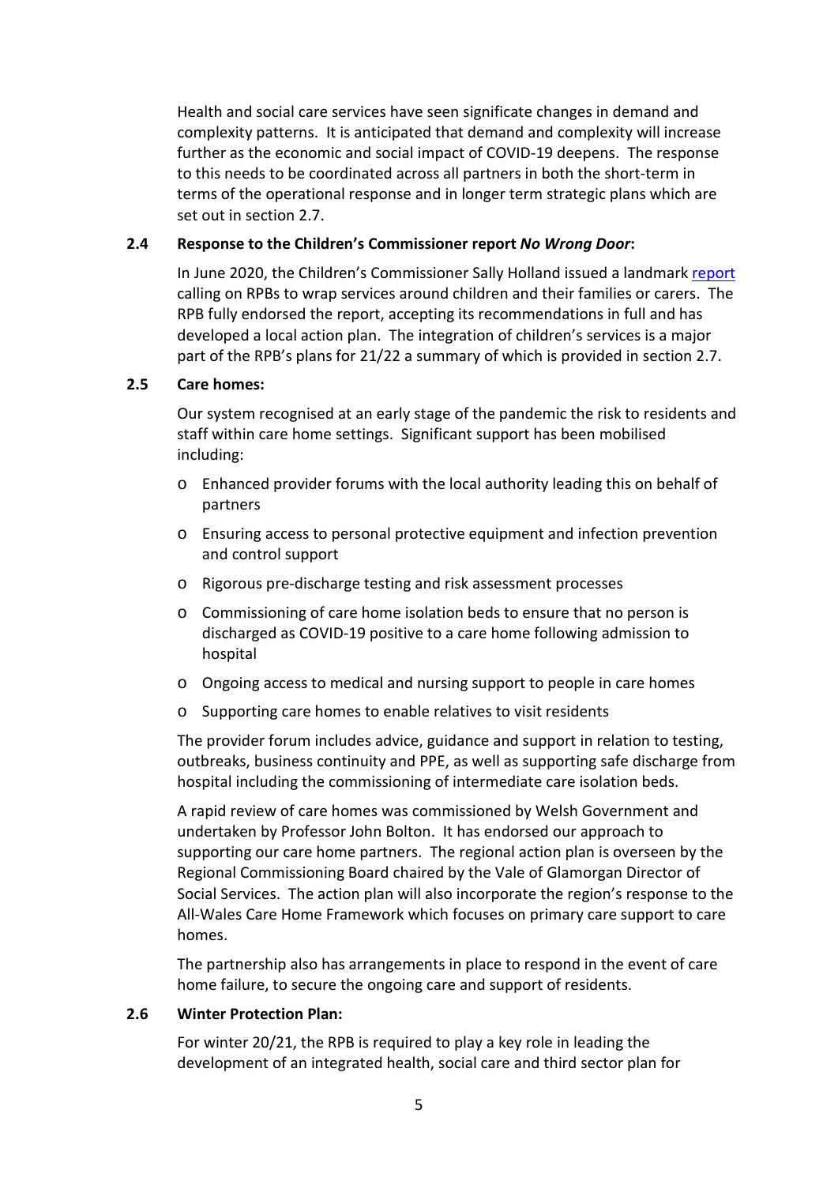Health and social care services have seen significate changes in demand and complexity patterns. It is anticipated that demand and complexity will increase further as the economic and social impact of COVID-19 deepens. The response to this needs to be coordinated across all partners in both the short-term in terms of the operational response and in longer term strategic plans which are set out in section 2.7.

### 2.4 Response to the Children's Commissioner report *No Wrong Door*:

In June 2020, the Children's Commissioner Sally Holland issued a landmark report calling on RPBs to wrap services around children and their families or carers. The RPB fully endorsed the report, accepting its recommendations in full and has developed a local action plan. The integration of children's services is a major part of the RPB's plans for 21/22 a summary of which is provided in section 2.7.

### 2.5 Care homes:

Our system recognised at an early stage of the pandemic the risk to residents and staff within care home settings. Significant support has been mobilised including:

- Enhanced provider forums with the local authority leading this on behalf of partners
- Ensuring access to personal protective equipment and infection prevention and control support
- Rigorous pre-discharge testing and risk assessment processes
- Commissioning of care home isolation beds to ensure that no person is discharged as COVID-19 positive to a care home following admission to hospital
- Ongoing access to medical and nursing support to people in care homes
- Supporting care homes to enable relatives to visit residents

The provider forum includes advice, guidance and support in relation to testing, outbreaks, business continuity and PPE, as well as supporting safe discharge from hospital including the commissioning of intermediate care isolation beds.

A rapid review of care homes was commissioned by Welsh Government and undertaken by Professor John Bolton. It has endorsed our approach to supporting our care home partners. The regional action plan is overseen by the Regional Commissioning Board chaired by the Vale of Glamorgan Director of Social Services. The action plan will also incorporate the region's response to the All-Wales Care Home Framework which focuses on primary care support to care homes.

The partnership also has arrangements in place to respond in the event of care home failure, to secure the ongoing care and support of residents.

### 2.6 Winter Protection Plan:

For winter 20/21, the RPB is required to play a key role in leading the development of an integrated health, social care and third sector plan for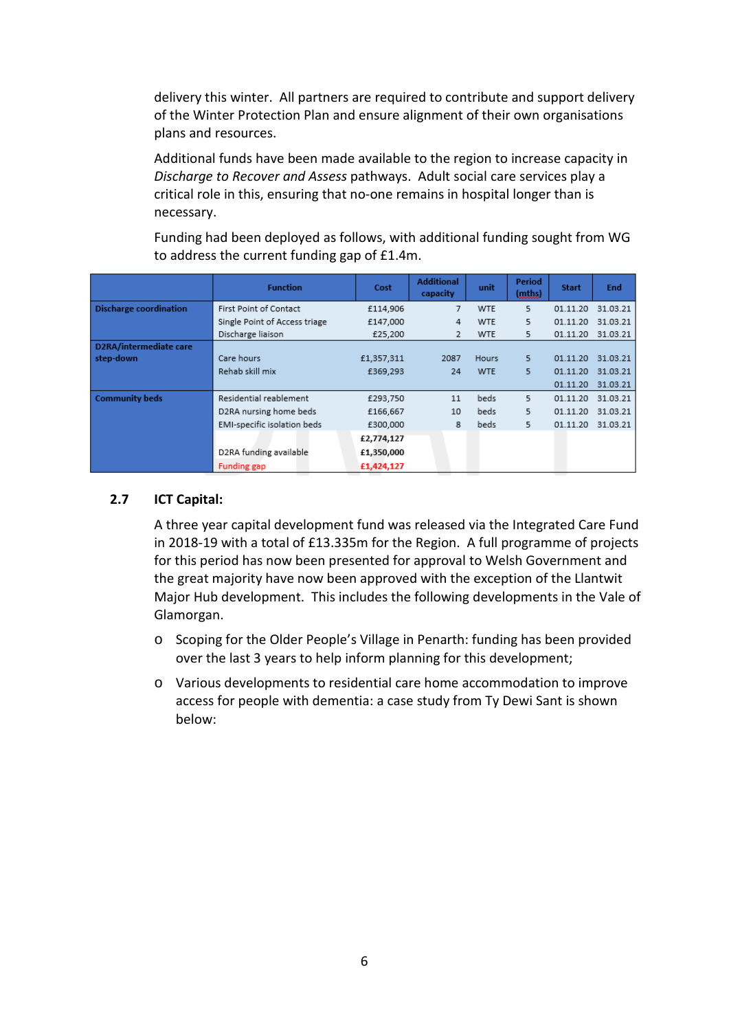delivery this winter. All partners are required to contribute and support delivery of the Winter Protection Plan and ensure alignment of their own organisations plans and resources.

Additional funds have been made available to the region to increase capacity in *Discharge to Recover and Assess* pathways. Adult social care services play a critical role in this, ensuring that no-one remains in hospital longer than is necessary.

Funding had been deployed as follows, with additional funding sought from WG to address the current funding gap of £1.4m.

| | Function | Cost | Additional capacity | unit | Period (mths) | Start | End |
|---|---|---|---|---|---|---|---|
| **Discharge coordination** | First Point of Contact | £114,906 | 7 | WTE | 5 | 01.11.20 | 31.03.21 |
| | Single Point of Access triage | £147,000 | 4 | WTE | 5 | 01.11.20 | 31.03.21 |
| | Discharge liaison | £25,200 | 2 | WTE | 5 | 01.11.20 | 31.03.21 |
| **D2RA/intermediate care step-down** | Care hours | £1,357,311 | 2087 | Hours | 5 | 01.11.20 | 31.03.21 |
| | Rehab skill mix | £369,293 | 24 | WTE | 5 | 01.11.20 | 31.03.21 |
| | | | | | | 01.11.20 | 31.03.21 |
| **Community beds** | Residential reablement | £293,750 | 11 | beds | 5 | 01.11.20 | 31.03.21 |
| | D2RA nursing home beds | £166,667 | 10 | beds | 5 | 01.11.20 | 31.03.21 |
| | EMI-specific isolation beds | £300,000 | 8 | beds | 5 | 01.11.20 | 31.03.21 |
| | | **£2,774,127** | | | | | |
| | D2RA funding available | **£1,350,000** | | | | | |
| | Funding gap | **£1,424,127** | | | | | |

## 2.7 ICT Capital:

A three year capital development fund was released via the Integrated Care Fund in 2018-19 with a total of £13.335m for the Region. A full programme of projects for this period has now been presented for approval to Welsh Government and the great majority have now been approved with the exception of the Llantwit Major Hub development. This includes the following developments in the Vale of Glamorgan.

- Scoping for the Older People's Village in Penarth: funding has been provided over the last 3 years to help inform planning for this development;
- Various developments to residential care home accommodation to improve access for people with dementia: a case study from Ty Dewi Sant is shown below: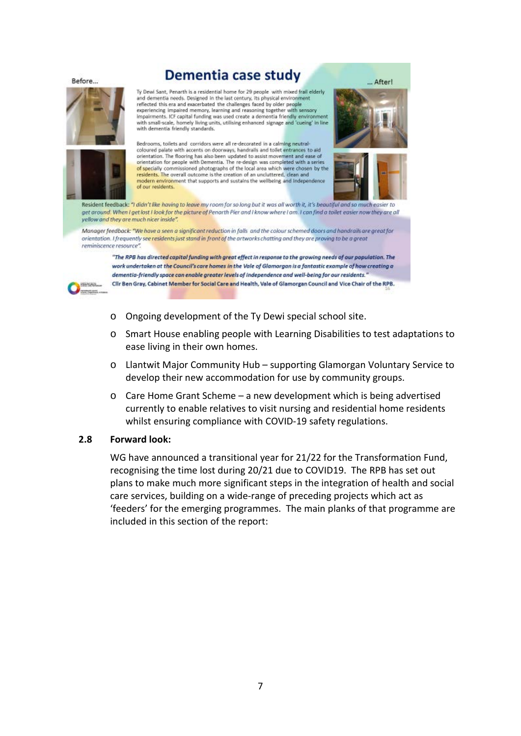Before...

# Dementia case study

... After!

Ty Dewi Sant, Penarth is a residential home for 29 people with mixed frail elderly and dementia needs. Designed in the last century, its physical environment reflected this era and exacerbated the challenges faced by older people experiencing impaired memory, learning and reasoning together with sensory impairments. ICF capital funding was used create a dementia friendly environment with small-scale, homely living units, utilising enhanced signage and 'cueing' in line with dementia friendly standards.

Bedrooms, toilets and corridors were all re-decorated in a calming neutral-coloured palate with accents on doorways, handrails and toilet entrances to aid orientation. The flooring has also been updated to assist movement and ease of orientation for people with Dementia. The re-design was completed with a series of specially commissioned photographs of the local area which were chosen by the residents. The overall outcome is the creation of an uncluttered, clean and modern environment that supports and sustains the wellbeing and independence of our residents.

Resident feedback: *"I didn't like having to leave my room for so long but it was all worth it, it's beautiful and so much easier to get around. When I get lost I look for the picture of Penarth Pier and I know where I am. I can find a toilet easier now they are all yellow and they are much nicer inside".*

Manager feedback: *"We have a seen a significant reduction in falls and the colour schemed doors and handrails are great for orientation. I frequently see residents just stand in front of the artworks chatting and they are proving to be a great reminiscence resource".*

***"The RPB has directed capital funding with great effect in response to the growing needs of our population. The work undertaken at the Council's care homes in the Vale of Glamorgan is a fantastic example of how creating a dementia-friendly space can enable greater levels of independence and well-being for our residents."***

**Cllr Ben Gray, Cabinet Member for Social Care and Health, Vale of Glamorgan Council and Vice Chair of the RPB.**

- Ongoing development of the Ty Dewi special school site.
- Smart House enabling people with Learning Disabilities to test adaptations to ease living in their own homes.
- Llantwit Major Community Hub – supporting Glamorgan Voluntary Service to develop their new accommodation for use by community groups.
- Care Home Grant Scheme – a new development which is being advertised currently to enable relatives to visit nursing and residential home residents whilst ensuring compliance with COVID-19 safety regulations.

**2.8 Forward look:**

WG have announced a transitional year for 21/22 for the Transformation Fund, recognising the time lost during 20/21 due to COVID19. The RPB has set out plans to make much more significant steps in the integration of health and social care services, building on a wide-range of preceding projects which act as 'feeders' for the emerging programmes. The main planks of that programme are included in this section of the report: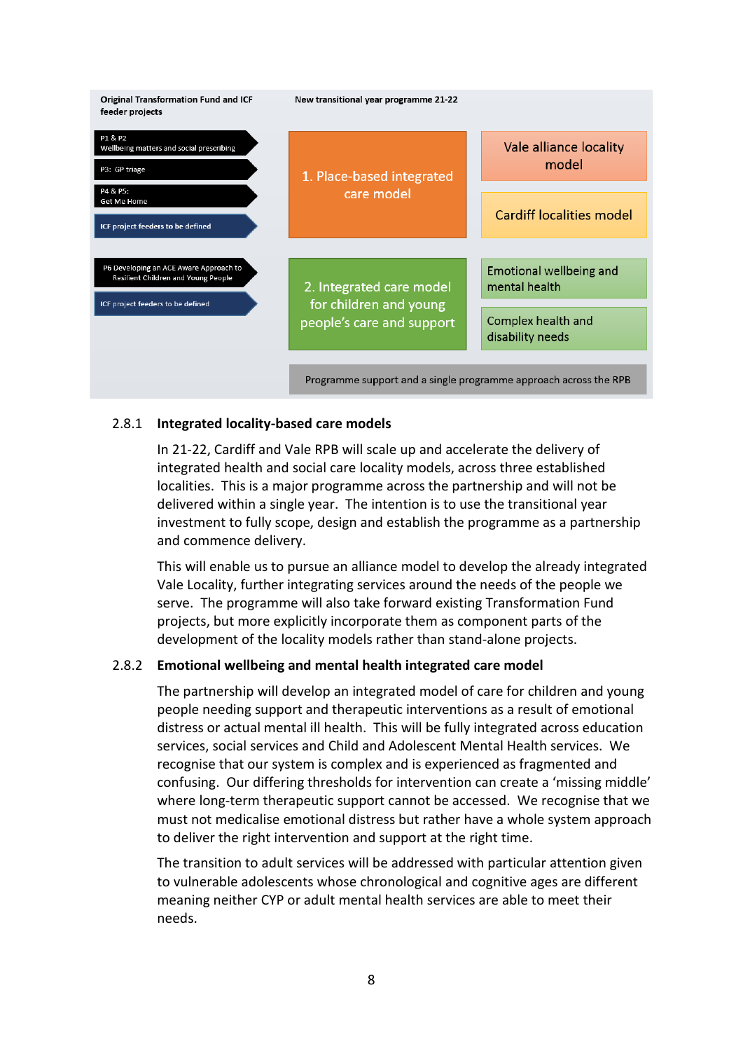| Original Transformation Fund and ICF feeder projects | New transitional year programme 21-22 | |
|---|---|---|
| P1 & P2 Wellbeing matters and social prescribing; P3: GP triage; P4 & P5: Get Me Home; ICF project feeders to be defined | 1. Place-based integrated care model | Vale alliance locality model; Cardiff localities model |
| P6 Developing an ACE Aware Approach to Resilient Children and Young People; ICF project feeders to be defined | 2. Integrated care model for children and young people's care and support | Emotional wellbeing and mental health; Complex health and disability needs |
| | Programme support and a single programme approach across the RPB | |

### 2.8.1 Integrated locality-based care models

In 21-22, Cardiff and Vale RPB will scale up and accelerate the delivery of integrated health and social care locality models, across three established localities. This is a major programme across the partnership and will not be delivered within a single year. The intention is to use the transitional year investment to fully scope, design and establish the programme as a partnership and commence delivery.

This will enable us to pursue an alliance model to develop the already integrated Vale Locality, further integrating services around the needs of the people we serve. The programme will also take forward existing Transformation Fund projects, but more explicitly incorporate them as component parts of the development of the locality models rather than stand-alone projects.

### 2.8.2 Emotional wellbeing and mental health integrated care model

The partnership will develop an integrated model of care for children and young people needing support and therapeutic interventions as a result of emotional distress or actual mental ill health. This will be fully integrated across education services, social services and Child and Adolescent Mental Health services. We recognise that our system is complex and is experienced as fragmented and confusing. Our differing thresholds for intervention can create a 'missing middle' where long-term therapeutic support cannot be accessed. We recognise that we must not medicalise emotional distress but rather have a whole system approach to deliver the right intervention and support at the right time.

The transition to adult services will be addressed with particular attention given to vulnerable adolescents whose chronological and cognitive ages are different meaning neither CYP or adult mental health services are able to meet their needs.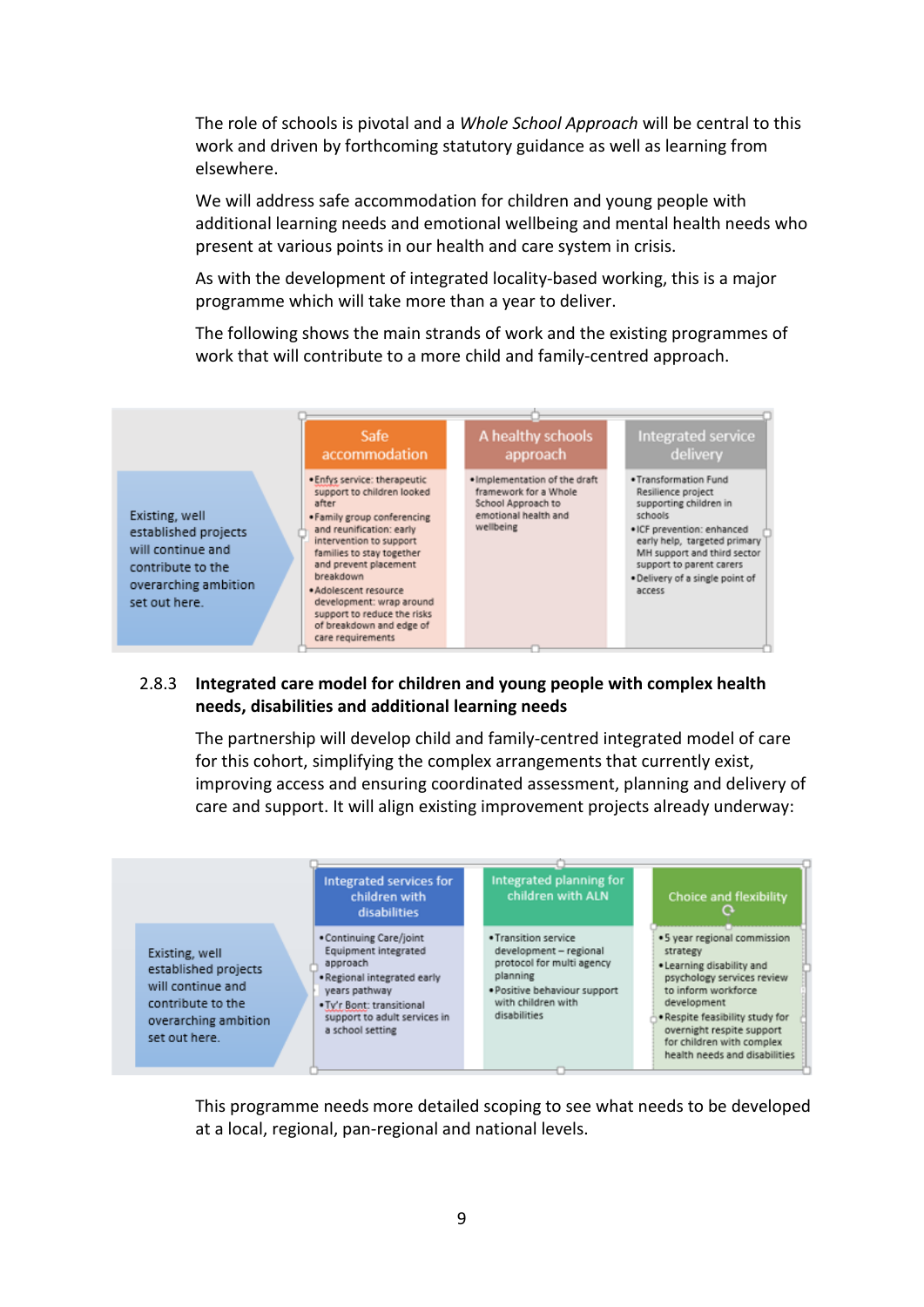The role of schools is pivotal and a *Whole School Approach* will be central to this work and driven by forthcoming statutory guidance as well as learning from elsewhere.

We will address safe accommodation for children and young people with additional learning needs and emotional wellbeing and mental health needs who present at various points in our health and care system in crisis.

As with the development of integrated locality-based working, this is a major programme which will take more than a year to deliver.

The following shows the main strands of work and the existing programmes of work that will contribute to a more child and family-centred approach.

| | Safe accommodation | A healthy schools approach | Integrated service delivery |
|---|---|---|---|
| Existing, well established projects will continue and contribute to the overarching ambition set out here. | • Enfys service: therapeutic support to children looked after<br>• Family group conferencing and reunification: early intervention to support families to stay together and prevent placement breakdown<br>• Adolescent resource development: wrap around support to reduce the risks of breakdown and edge of care requirements | • Implementation of the draft framework for a Whole School Approach to emotional health and wellbeing | • Transformation Fund Resilience project supporting children in schools<br>• ICF prevention: enhanced early help, targeted primary MH support and third sector support to parent carers<br>• Delivery of a single point of access |

2.8.3 **Integrated care model for children and young people with complex health needs, disabilities and additional learning needs**

The partnership will develop child and family-centred integrated model of care for this cohort, simplifying the complex arrangements that currently exist, improving access and ensuring coordinated assessment, planning and delivery of care and support. It will align existing improvement projects already underway:

| | Integrated services for children with disabilities | Integrated planning for children with ALN | Choice and flexibility |
|---|---|---|---|
| Existing, well established projects will continue and contribute to the overarching ambition set out here. | • Continuing Care/joint Equipment integrated approach<br>• Regional integrated early years pathway<br>• Ty'r Bont: transitional support to adult services in a school setting | • Transition service development – regional protocol for multi agency planning<br>• Positive behaviour support with children with disabilities | • 5 year regional commission strategy<br>• Learning disability and psychology services review to inform workforce development<br>• Respite feasibility study for overnight respite support for children with complex health needs and disabilities |

This programme needs more detailed scoping to see what needs to be developed at a local, regional, pan-regional and national levels.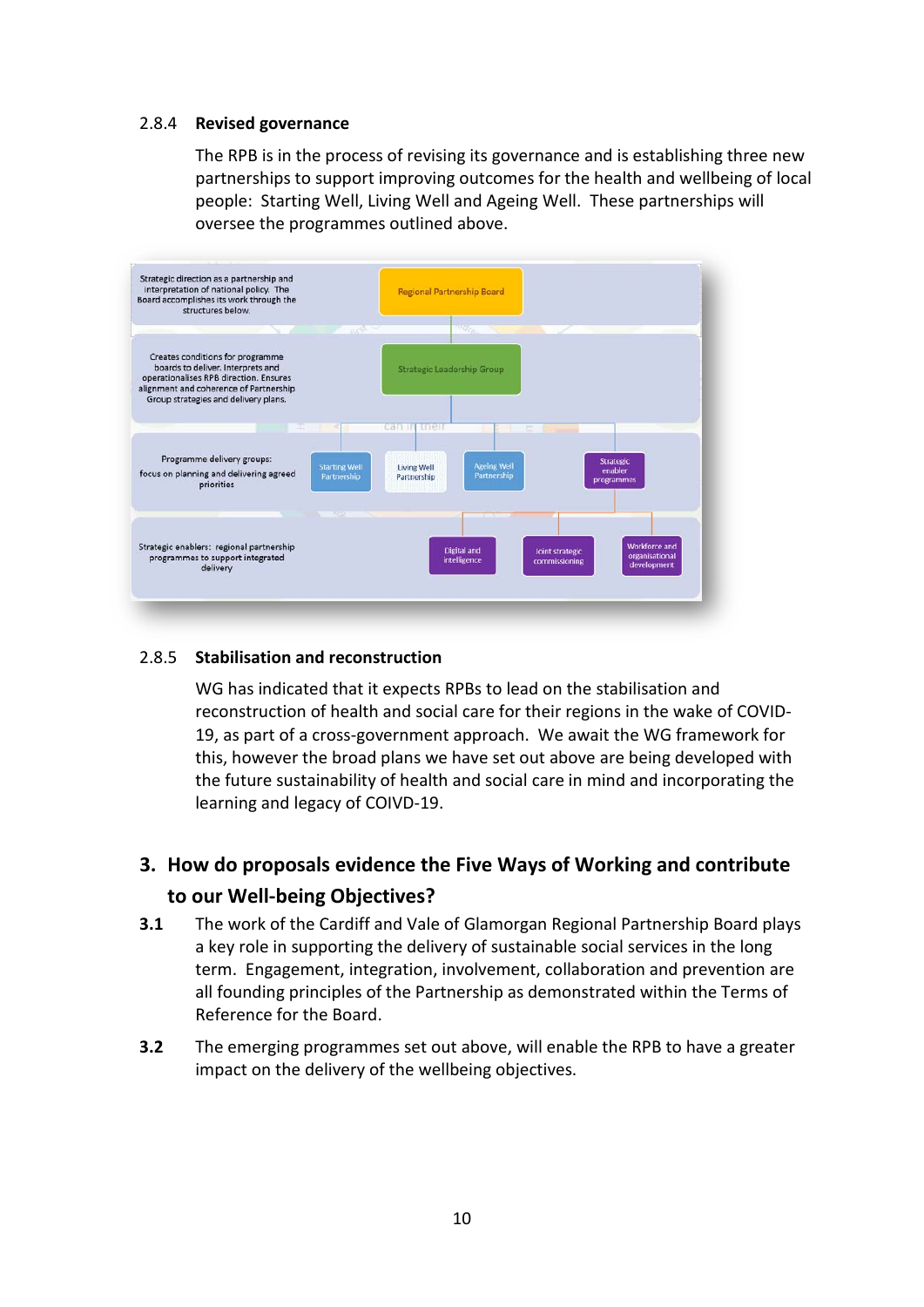2.8.4 **Revised governance**

The RPB is in the process of revising its governance and is establishing three new partnerships to support improving outcomes for the health and wellbeing of local people: Starting Well, Living Well and Ageing Well. These partnerships will oversee the programmes outlined above.

Strategic direction as a partnership and interpretation of national policy. The Board accomplishes its work through the structures below.

Regional Partnership Board

Creates conditions for programme boards to deliver. Interprets and operationalises RPB direction. Ensures alignment and coherence of Partnership Group strategies and delivery plans.

Strategic Leadership Group

Programme delivery groups: focus on planning and delivering agreed priorities

Starting Well Partnership

Living Well Partnership

Ageing Well Partnership

Strategic enabler programmes

Strategic enablers: regional partnership programmes to support integrated delivery

Digital and intelligence

Joint strategic commissioning

Workforce and organisational development

2.8.5 **Stabilisation and reconstruction**

WG has indicated that it expects RPBs to lead on the stabilisation and reconstruction of health and social care for their regions in the wake of COVID-19, as part of a cross-government approach. We await the WG framework for this, however the broad plans we have set out above are being developed with the future sustainability of health and social care in mind and incorporating the learning and legacy of COIVD-19.

## 3. How do proposals evidence the Five Ways of Working and contribute to our Well-being Objectives?

**3.1** The work of the Cardiff and Vale of Glamorgan Regional Partnership Board plays a key role in supporting the delivery of sustainable social services in the long term. Engagement, integration, involvement, collaboration and prevention are all founding principles of the Partnership as demonstrated within the Terms of Reference for the Board.

**3.2** The emerging programmes set out above, will enable the RPB to have a greater impact on the delivery of the wellbeing objectives.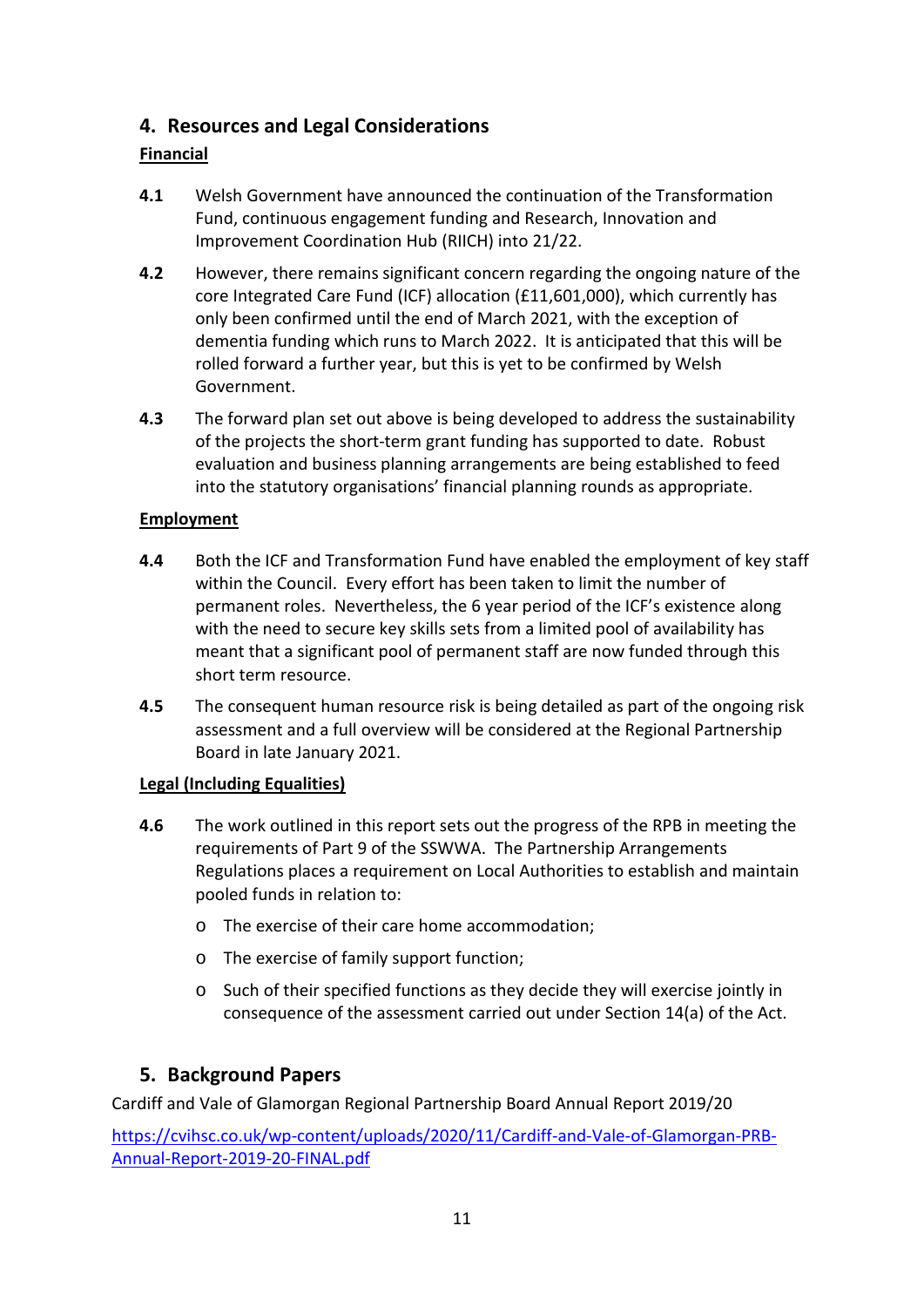## 4. Resources and Legal Considerations

**Financial**

**4.1** Welsh Government have announced the continuation of the Transformation Fund, continuous engagement funding and Research, Innovation and Improvement Coordination Hub (RIICH) into 21/22.

**4.2** However, there remains significant concern regarding the ongoing nature of the core Integrated Care Fund (ICF) allocation (£11,601,000), which currently has only been confirmed until the end of March 2021, with the exception of dementia funding which runs to March 2022. It is anticipated that this will be rolled forward a further year, but this is yet to be confirmed by Welsh Government.

**4.3** The forward plan set out above is being developed to address the sustainability of the projects the short-term grant funding has supported to date. Robust evaluation and business planning arrangements are being established to feed into the statutory organisations' financial planning rounds as appropriate.

**Employment**

**4.4** Both the ICF and Transformation Fund have enabled the employment of key staff within the Council. Every effort has been taken to limit the number of permanent roles. Nevertheless, the 6 year period of the ICF's existence along with the need to secure key skills sets from a limited pool of availability has meant that a significant pool of permanent staff are now funded through this short term resource.

**4.5** The consequent human resource risk is being detailed as part of the ongoing risk assessment and a full overview will be considered at the Regional Partnership Board in late January 2021.

**Legal (Including Equalities)**

**4.6** The work outlined in this report sets out the progress of the RPB in meeting the requirements of Part 9 of the SSWWA. The Partnership Arrangements Regulations places a requirement on Local Authorities to establish and maintain pooled funds in relation to:

- The exercise of their care home accommodation;
- The exercise of family support function;
- Such of their specified functions as they decide they will exercise jointly in consequence of the assessment carried out under Section 14(a) of the Act.

## 5. Background Papers

Cardiff and Vale of Glamorgan Regional Partnership Board Annual Report 2019/20

https://cvihsc.co.uk/wp-content/uploads/2020/11/Cardiff-and-Vale-of-Glamorgan-PRB-Annual-Report-2019-20-FINAL.pdf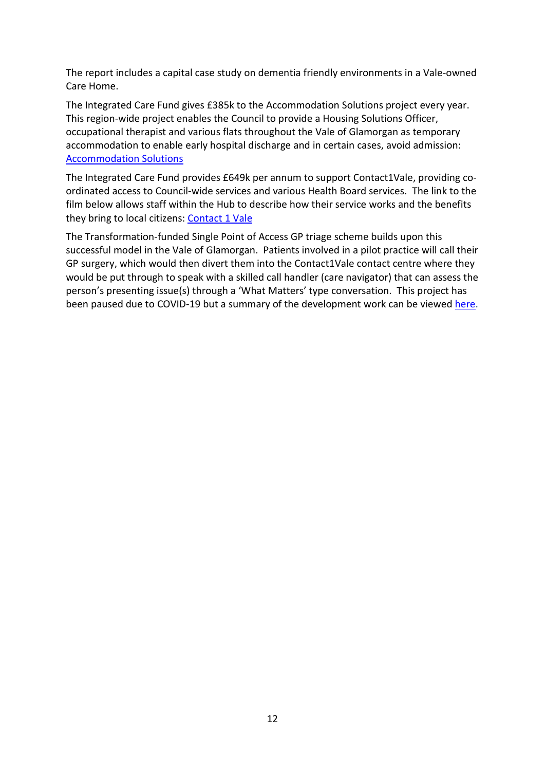The report includes a capital case study on dementia friendly environments in a Vale-owned Care Home.

The Integrated Care Fund gives £385k to the Accommodation Solutions project every year. This region-wide project enables the Council to provide a Housing Solutions Officer, occupational therapist and various flats throughout the Vale of Glamorgan as temporary accommodation to enable early hospital discharge and in certain cases, avoid admission: Accommodation Solutions

The Integrated Care Fund provides £649k per annum to support Contact1Vale, providing co-ordinated access to Council-wide services and various Health Board services. The link to the film below allows staff within the Hub to describe how their service works and the benefits they bring to local citizens: Contact 1 Vale

The Transformation-funded Single Point of Access GP triage scheme builds upon this successful model in the Vale of Glamorgan. Patients involved in a pilot practice will call their GP surgery, which would then divert them into the Contact1Vale contact centre where they would be put through to speak with a skilled call handler (care navigator) that can assess the person's presenting issue(s) through a 'What Matters' type conversation. This project has been paused due to COVID-19 but a summary of the development work can be viewed here.